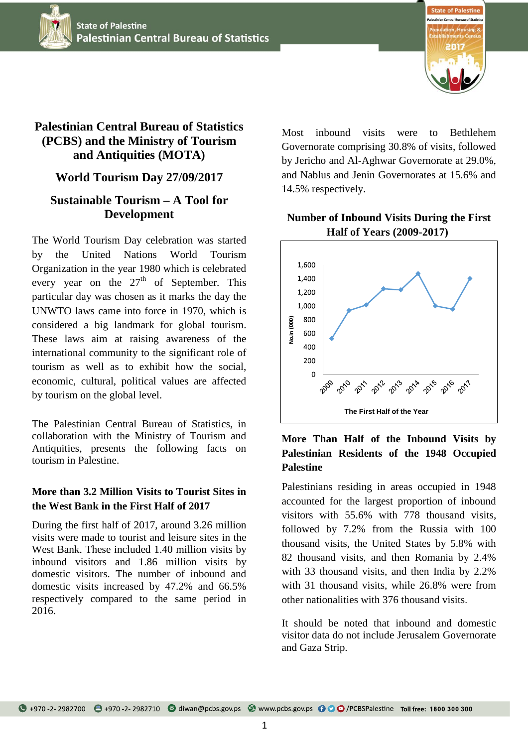# Palestinian Central Bureau of Statistics (PCBS) and the Ministry of Tourism and Antiquities (MOTA)

## World Tourism Day 27/09/2017

## Sustainable Tourism – A Tool for Development

The World Tourism Day celebration was started by the United Nations World Tourism Organization in the year 1980 which is celebrated every year on the 27th of September. This particular day was chosen as it marks the day the UNWTO laws came into force in 1970, which is considered a big landmark for global tourism. These laws aim at raising awareness of the international community to the significant role of tourism as well as to exhibit how the social, economic, cultural, political values are affected by tourism on the global level.

The Palestinian Central Bureau of Statistics, in collaboration with the Ministry of Tourism and Antiquities, presents the following facts on tourism in Palestine.

### More than 3.2 Million Visits to Tourist Sites in the West Bank in the First Half of 2017

During the first half of 2017, around 3.26 million visits were made to tourist and leisure sites in the West Bank. These included 1.40 million visits by inbound visitors and 1.86 million visits by domestic visitors. The number of inbound and domestic visits increased by 47.2% and 66.5% respectively compared to the same period in 2016.

Most inbound visits were to Bethlehem Governorate comprising 30.8% of visits, followed by Jericho and Al-Aghwar Governorate at 29.0%, and Nablus and Jenin Governorates at 15.6% and 14.5% respectively.

**Number of Inbound Visits During the First Half of Years (2009-2017)**

[Line chart: y-axis "No.in (000)" from 0 to 1,600; x-axis "The First Half of the Year" 2009–2017]

### More Than Half of the Inbound Visits by Palestinian Residents of the 1948 Occupied Palestine

Palestinians residing in areas occupied in 1948 accounted for the largest proportion of inbound visitors with 55.6% with 778 thousand visits, followed by 7.2% from the Russia with 100 thousand visits, the United States by 5.8% with 82 thousand visits, and then Romania by 2.4% with 33 thousand visits, and then India by 2.2% with 31 thousand visits, while 26.8% were from other nationalities with 376 thousand visits.

It should be noted that inbound and domestic visitor data do not include Jerusalem Governorate and Gaza Strip.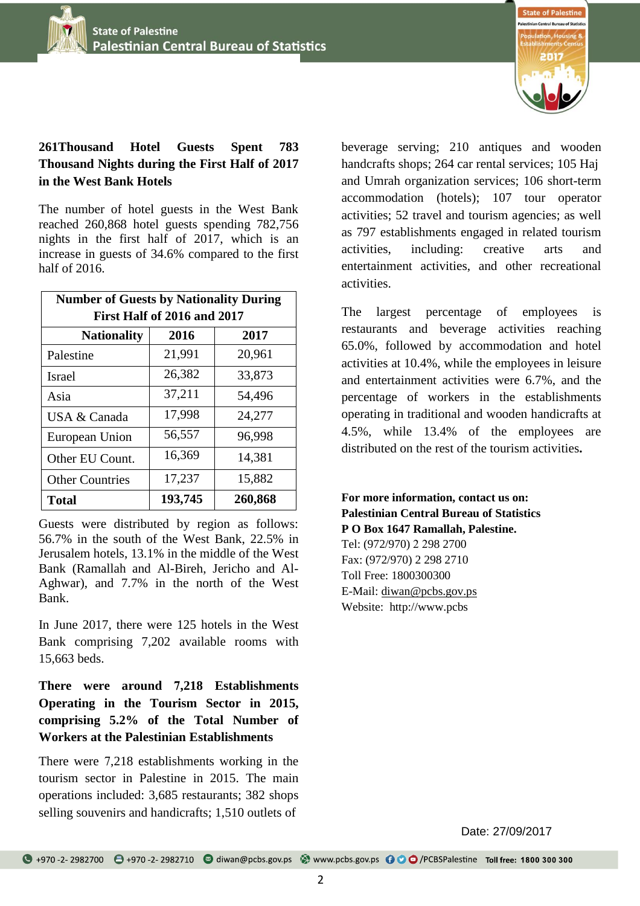**261Thousand Hotel Guests Spent 783 Thousand Nights during the First Half of 2017 in the West Bank Hotels**

The number of hotel guests in the West Bank reached 260,868 hotel guests spending 782,756 nights in the first half of 2017, which is an increase in guests of 34.6% compared to the first half of 2016.

**Number of Guests by Nationality During First Half of 2016 and 2017**

| Nationality | 2016 | 2017 |
|---|---|---|
| Palestine | 21,991 | 20,961 |
| Israel | 26,382 | 33,873 |
| Asia | 37,211 | 54,496 |
| USA & Canada | 17,998 | 24,277 |
| European Union | 56,557 | 96,998 |
| Other EU Count. | 16,369 | 14,381 |
| Other Countries | 17,237 | 15,882 |
| **Total** | **193,745** | **260,868** |

Guests were distributed by region as follows: 56.7% in the south of the West Bank, 22.5% in Jerusalem hotels, 13.1% in the middle of the West Bank (Ramallah and Al-Bireh, Jericho and Al-Aghwar), and 7.7% in the north of the West Bank.

In June 2017, there were 125 hotels in the West Bank comprising 7,202 available rooms with 15,663 beds.

**There were around 7,218 Establishments Operating in the Tourism Sector in 2015, comprising 5.2% of the Total Number of Workers at the Palestinian Establishments**

There were 7,218 establishments working in the tourism sector in Palestine in 2015. The main operations included: 3,685 restaurants; 382 shops selling souvenirs and handicrafts; 1,510 outlets of beverage serving; 210 antiques and wooden handcrafts shops; 264 car rental services; 105 Haj and Umrah organization services; 106 short-term accommodation (hotels); 107 tour operator activities; 52 travel and tourism agencies; as well as 797 establishments engaged in related tourism activities, including: creative arts and entertainment activities, and other recreational activities.

The largest percentage of employees is restaurants and beverage activities reaching 65.0%, followed by accommodation and hotel activities at 10.4%, while the employees in leisure and entertainment activities were 6.7%, and the percentage of workers in the establishments operating in traditional and wooden handicrafts at 4.5%, while 13.4% of the employees are distributed on the rest of the tourism activities.

**For more information, contact us on:**
**Palestinian Central Bureau of Statistics**
**P O Box 1647 Ramallah, Palestine.**
Tel: (972/970) 2 298 2700
Fax: (972/970) 2 298 2710
Toll Free: 1800300300
E-Mail: diwan@pcbs.gov.ps
Website: http://www.pcbs

Date: 27/09/2017